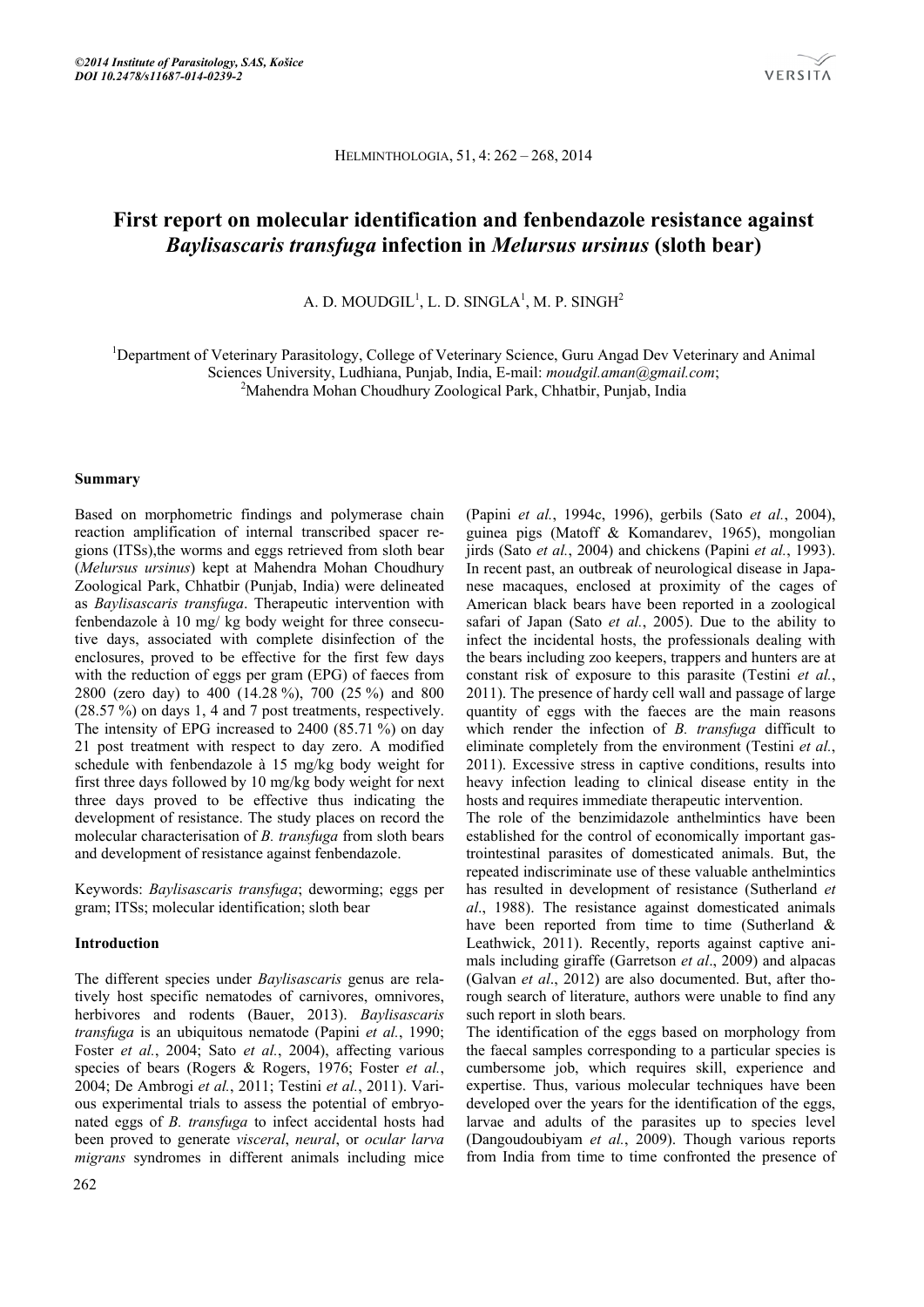©2014 Institute of Parasitology, SAS, Košice
DOI 10.2478/s11687-014-0239-2

# First report on molecular identification and fenbendazole resistance against *Baylisascaris transfuga* infection in *Melursus ursinus* (sloth bear)

A. D. MOUDGIL[1], L. D. SINGLA[1], M. P. SINGH[2]

[1]Department of Veterinary Parasitology, College of Veterinary Science, Guru Angad Dev Veterinary and Animal Sciences University, Ludhiana, Punjab, India, E-mail: *moudgil.aman@gmail.com*;
[2]Mahendra Mohan Choudhury Zoological Park, Chhatbir, Punjab, India

## Summary

Based on morphometric findings and polymerase chain reaction amplification of internal transcribed spacer regions (ITSs),the worms and eggs retrieved from sloth bear (*Melursus ursinus*) kept at Mahendra Mohan Choudhury Zoological Park, Chhatbir (Punjab, India) were delineated as *Baylisascaris transfuga*. Therapeutic intervention with fenbendazole à 10 mg/ kg body weight for three consecutive days, associated with complete disinfection of the enclosures, proved to be effective for the first few days with the reduction of eggs per gram (EPG) of faeces from 2800 (zero day) to 400 (14.28 %), 700 (25 %) and 800 (28.57 %) on days 1, 4 and 7 post treatments, respectively. The intensity of EPG increased to 2400 (85.71 %) on day 21 post treatment with respect to day zero. A modified schedule with fenbendazole à 15 mg/kg body weight for first three days followed by 10 mg/kg body weight for next three days proved to be effective thus indicating the development of resistance. The study places on record the molecular characterisation of *B. transfuga* from sloth bears and development of resistance against fenbendazole.

Keywords: *Baylisascaris transfuga*; deworming; eggs per gram; ITSs; molecular identification; sloth bear

## Introduction

The different species under *Baylisascaris* genus are relatively host specific nematodes of carnivores, omnivores, herbivores and rodents (Bauer, 2013). *Baylisascaris transfuga* is an ubiquitous nematode (Papini *et al.*, 1990; Foster *et al.*, 2004; Sato *et al.*, 2004), affecting various species of bears (Rogers & Rogers, 1976; Foster *et al.*, 2004; De Ambrogi *et al.*, 2011; Testini *et al.*, 2011). Various experimental trials to assess the potential of embryonated eggs of *B. transfuga* to infect accidental hosts had been proved to generate *visceral*, *neural*, or *ocular larva migrans* syndromes in different animals including mice (Papini *et al.*, 1994c, 1996), gerbils (Sato *et al.*, 2004), guinea pigs (Matoff & Komandarev, 1965), mongolian jirds (Sato *et al.*, 2004) and chickens (Papini *et al.*, 1993). In recent past, an outbreak of neurological disease in Japanese macaques, enclosed at proximity of the cages of American black bears have been reported in a zoological safari of Japan (Sato *et al.*, 2005). Due to the ability to infect the incidental hosts, the professionals dealing with the bears including zoo keepers, trappers and hunters are at constant risk of exposure to this parasite (Testini *et al.*, 2011). The presence of hardy cell wall and passage of large quantity of eggs with the faeces are the main reasons which render the infection of *B. transfuga* difficult to eliminate completely from the environment (Testini *et al.*, 2011). Excessive stress in captive conditions, results into heavy infection leading to clinical disease entity in the hosts and requires immediate therapeutic intervention.

The role of the benzimidazole anthelmintics have been established for the control of economically important gastrointestinal parasites of domesticated animals. But, the repeated indiscriminate use of these valuable anthelmintics has resulted in development of resistance (Sutherland *et al*., 1988). The resistance against domesticated animals have been reported from time to time (Sutherland & Leathwick, 2011). Recently, reports against captive animals including giraffe (Garretson *et al*., 2009) and alpacas (Galvan *et al*., 2012) are also documented. But, after thorough search of literature, authors were unable to find any such report in sloth bears.

The identification of the eggs based on morphology from the faecal samples corresponding to a particular species is cumbersome job, which requires skill, experience and expertise. Thus, various molecular techniques have been developed over the years for the identification of the eggs, larvae and adults of the parasites up to species level (Dangoudoubiyam *et al.*, 2009). Though various reports from India from time to time confronted the presence of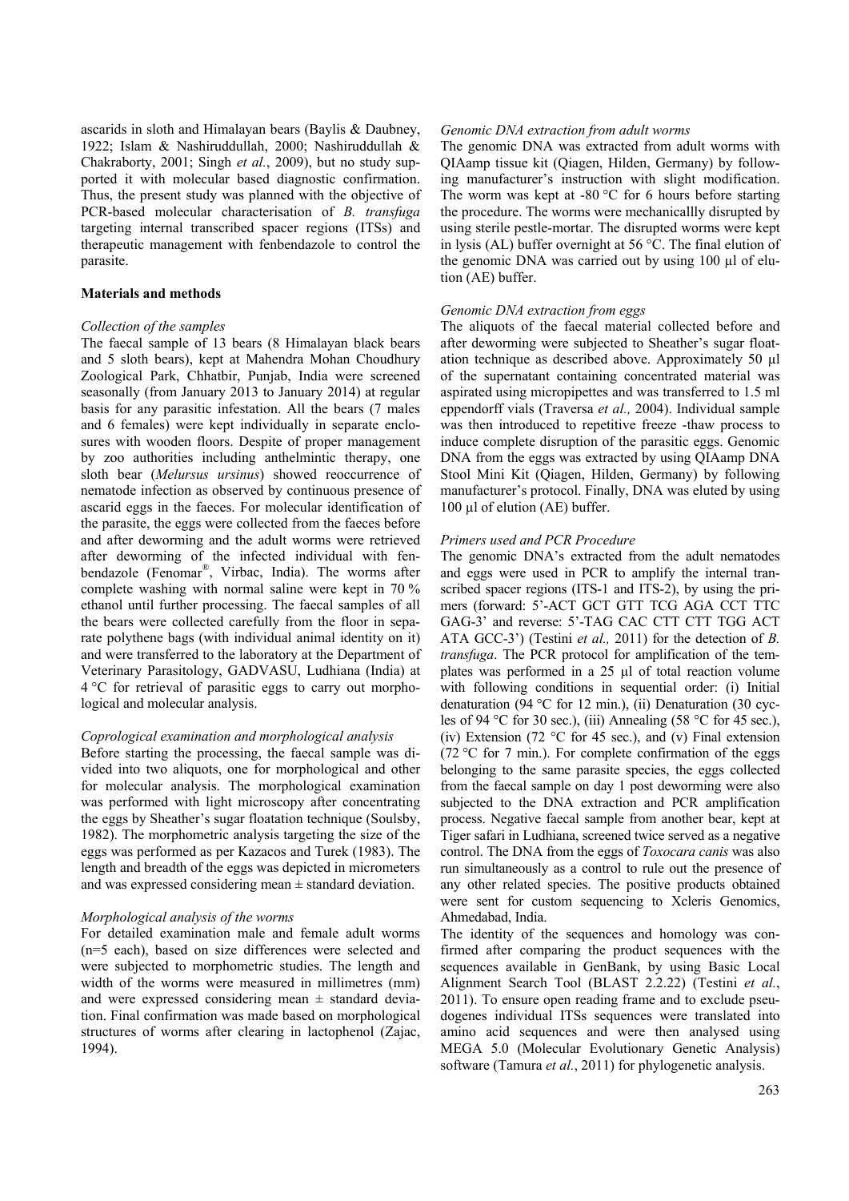ascarids in sloth and Himalayan bears (Baylis & Daubney, 1922; Islam & Nashiruddullah, 2000; Nashiruddullah & Chakraborty, 2001; Singh *et al.*, 2009), but no study supported it with molecular based diagnostic confirmation. Thus, the present study was planned with the objective of PCR-based molecular characterisation of *B. transfuga* targeting internal transcribed spacer regions (ITSs) and therapeutic management with fenbendazole to control the parasite.

## Materials and methods

### *Collection of the samples*

The faecal sample of 13 bears (8 Himalayan black bears and 5 sloth bears), kept at Mahendra Mohan Choudhury Zoological Park, Chhatbir, Punjab, India were screened seasonally (from January 2013 to January 2014) at regular basis for any parasitic infestation. All the bears (7 males and 6 females) were kept individually in separate enclosures with wooden floors. Despite of proper management by zoo authorities including anthelmintic therapy, one sloth bear (*Melursus ursinus*) showed reoccurrence of nematode infection as observed by continuous presence of ascarid eggs in the faeces. For molecular identification of the parasite, the eggs were collected from the faeces before and after deworming and the adult worms were retrieved after deworming of the infected individual with fenbendazole (Fenomar®, Virbac, India). The worms after complete washing with normal saline were kept in 70 % ethanol until further processing. The faecal samples of all the bears were collected carefully from the floor in separate polythene bags (with individual animal identity on it) and were transferred to the laboratory at the Department of Veterinary Parasitology, GADVASU, Ludhiana (India) at 4 °C for retrieval of parasitic eggs to carry out morphological and molecular analysis.

### *Coprological examination and morphological analysis*

Before starting the processing, the faecal sample was divided into two aliquots, one for morphological and other for molecular analysis. The morphological examination was performed with light microscopy after concentrating the eggs by Sheather's sugar floatation technique (Soulsby, 1982). The morphometric analysis targeting the size of the eggs was performed as per Kazacos and Turek (1983). The length and breadth of the eggs was depicted in micrometers and was expressed considering mean ± standard deviation.

### *Morphological analysis of the worms*

For detailed examination male and female adult worms (n=5 each), based on size differences were selected and were subjected to morphometric studies. The length and width of the worms were measured in millimetres (mm) and were expressed considering mean ± standard deviation. Final confirmation was made based on morphological structures of worms after clearing in lactophenol (Zajac, 1994).

### *Genomic DNA extraction from adult worms*

The genomic DNA was extracted from adult worms with QIAamp tissue kit (Qiagen, Hilden, Germany) by following manufacturer's instruction with slight modification. The worm was kept at -80 °C for 6 hours before starting the procedure. The worms were mechanicallly disrupted by using sterile pestle-mortar. The disrupted worms were kept in lysis (AL) buffer overnight at 56 °C. The final elution of the genomic DNA was carried out by using 100 µl of elution (AE) buffer.

### *Genomic DNA extraction from eggs*

The aliquots of the faecal material collected before and after deworming were subjected to Sheather's sugar floatation technique as described above. Approximately 50 µl of the supernatant containing concentrated material was aspirated using micropipettes and was transferred to 1.5 ml eppendorff vials (Traversa *et al.,* 2004). Individual sample was then introduced to repetitive freeze -thaw process to induce complete disruption of the parasitic eggs. Genomic DNA from the eggs was extracted by using QIAamp DNA Stool Mini Kit (Qiagen, Hilden, Germany) by following manufacturer's protocol. Finally, DNA was eluted by using 100 µl of elution (AE) buffer.

### *Primers used and PCR Procedure*

The genomic DNA's extracted from the adult nematodes and eggs were used in PCR to amplify the internal transcribed spacer regions (ITS-1 and ITS-2), by using the primers (forward: 5'-ACT GCT GTT TCG AGA CCT TTC GAG-3' and reverse: 5'-TAG CAC CTT CTT TGG ACT ATA GCC-3') (Testini *et al.,* 2011) for the detection of *B. transfuga*. The PCR protocol for amplification of the templates was performed in a 25 µl of total reaction volume with following conditions in sequential order: (i) Initial denaturation (94 °C for 12 min.), (ii) Denaturation (30 cycles of 94 °C for 30 sec.), (iii) Annealing (58 °C for 45 sec.), (iv) Extension (72 °C for 45 sec.), and (v) Final extension (72 °C for 7 min.). For complete confirmation of the eggs belonging to the same parasite species, the eggs collected from the faecal sample on day 1 post deworming were also subjected to the DNA extraction and PCR amplification process. Negative faecal sample from another bear, kept at Tiger safari in Ludhiana, screened twice served as a negative control. The DNA from the eggs of *Toxocara canis* was also run simultaneously as a control to rule out the presence of any other related species. The positive products obtained were sent for custom sequencing to Xcleris Genomics, Ahmedabad, India.

The identity of the sequences and homology was confirmed after comparing the product sequences with the sequences available in GenBank, by using Basic Local Alignment Search Tool (BLAST 2.2.22) (Testini *et al.*, 2011). To ensure open reading frame and to exclude pseudogenes individual ITSs sequences were translated into amino acid sequences and were then analysed using MEGA 5.0 (Molecular Evolutionary Genetic Analysis) software (Tamura *et al.*, 2011) for phylogenetic analysis.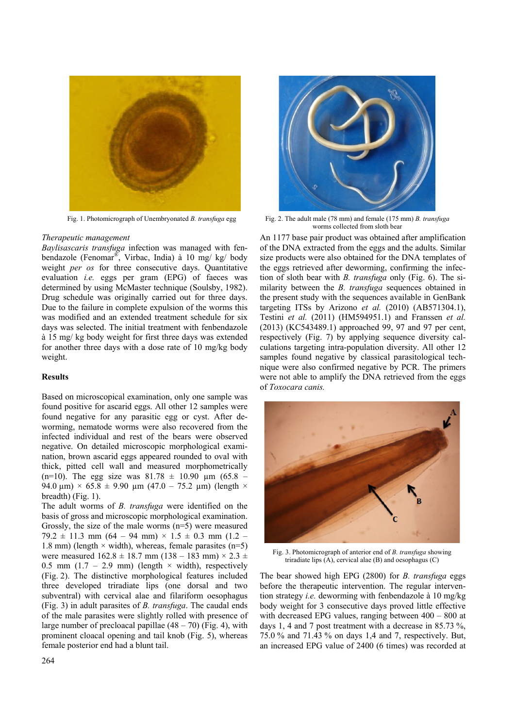Fig. 1. Photomicrograph of Unembryonated *B. transfuga* egg

Fig. 2. The adult male (78 mm) and female (175 mm) *B. transfuga* worms collected from sloth bear

*Therapeutic management*

*Baylisascaris transfuga* infection was managed with fenbendazole (Fenomar®, Virbac, India) à 10 mg/ kg/ body weight *per os* for three consecutive days. Quantitative evaluation *i.e.* eggs per gram (EPG) of faeces was determined by using McMaster technique (Soulsby, 1982). Drug schedule was originally carried out for three days. Due to the failure in complete expulsion of the worms this was modified and an extended treatment schedule for six days was selected. The initial treatment with fenbendazole à 15 mg/ kg body weight for first three days was extended for another three days with a dose rate of 10 mg/kg body weight.

**Results**

Based on microscopical examination, only one sample was found positive for ascarid eggs. All other 12 samples were found negative for any parasitic egg or cyst. After deworming, nematode worms were also recovered from the infected individual and rest of the bears were observed negative. On detailed microscopic morphological examination, brown ascarid eggs appeared rounded to oval with thick, pitted cell wall and measured morphometrically (n=10). The egg size was 81.78 ± 10.90 µm (65.8 – 94.0 µm) × 65.8 ± 9.90 µm (47.0 – 75.2 µm) (length × breadth) (Fig. 1).

The adult worms of *B. transfuga* were identified on the basis of gross and microscopic morphological examination. Grossly, the size of the male worms (n=5) were measured 79.2 ± 11.3 mm (64 – 94 mm) × 1.5 ± 0.3 mm (1.2 – 1.8 mm) (length × width), whereas, female parasites (n=5) were measured 162.8 ± 18.7 mm (138 – 183 mm) × 2.3 ± 0.5 mm (1.7 – 2.9 mm) (length × width), respectively (Fig. 2). The distinctive morphological features included three developed triradiate lips (one dorsal and two subventral) with cervical alae and filariform oesophagus (Fig. 3) in adult parasites of *B. transfuga*. The caudal ends of the male parasites were slightly rolled with presence of large number of precloacal papillae (48 – 70) (Fig. 4), with prominent cloacal opening and tail knob (Fig. 5), whereas female posterior end had a blunt tail.

An 1177 base pair product was obtained after amplification of the DNA extracted from the eggs and the adults. Similar size products were also obtained for the DNA templates of the eggs retrieved after deworming, confirming the infection of sloth bear with *B. transfuga* only (Fig. 6). The similarity between the *B. transfuga* sequences obtained in the present study with the sequences available in GenBank targeting ITSs by Arizono *et al.* (2010) (AB571304.1), Testini *et al.* (2011) (HM594951.1) and Franssen *et al.* (2013) (KC543489.1) approached 99, 97 and 97 per cent, respectively (Fig. 7) by applying sequence diversity calculations targeting intra-population diversity. All other 12 samples found negative by classical parasitological technique were also confirmed negative by PCR. The primers were not able to amplify the DNA retrieved from the eggs of *Toxocara canis.*

Fig. 3. Photomicrograph of anterior end of *B. transfuga* showing triradiate lips (A), cervical alae (B) and oesophagus (C)

The bear showed high EPG (2800) for *B. transfuga* eggs before the therapeutic intervention. The regular intervention strategy *i.e.* deworming with fenbendazole à 10 mg/kg body weight for 3 consecutive days proved little effective with decreased EPG values, ranging between 400 – 800 at days 1, 4 and 7 post treatment with a decrease in 85.73 %, 75.0 % and 71.43 % on days 1,4 and 7, respectively. But, an increased EPG value of 2400 (6 times) was recorded at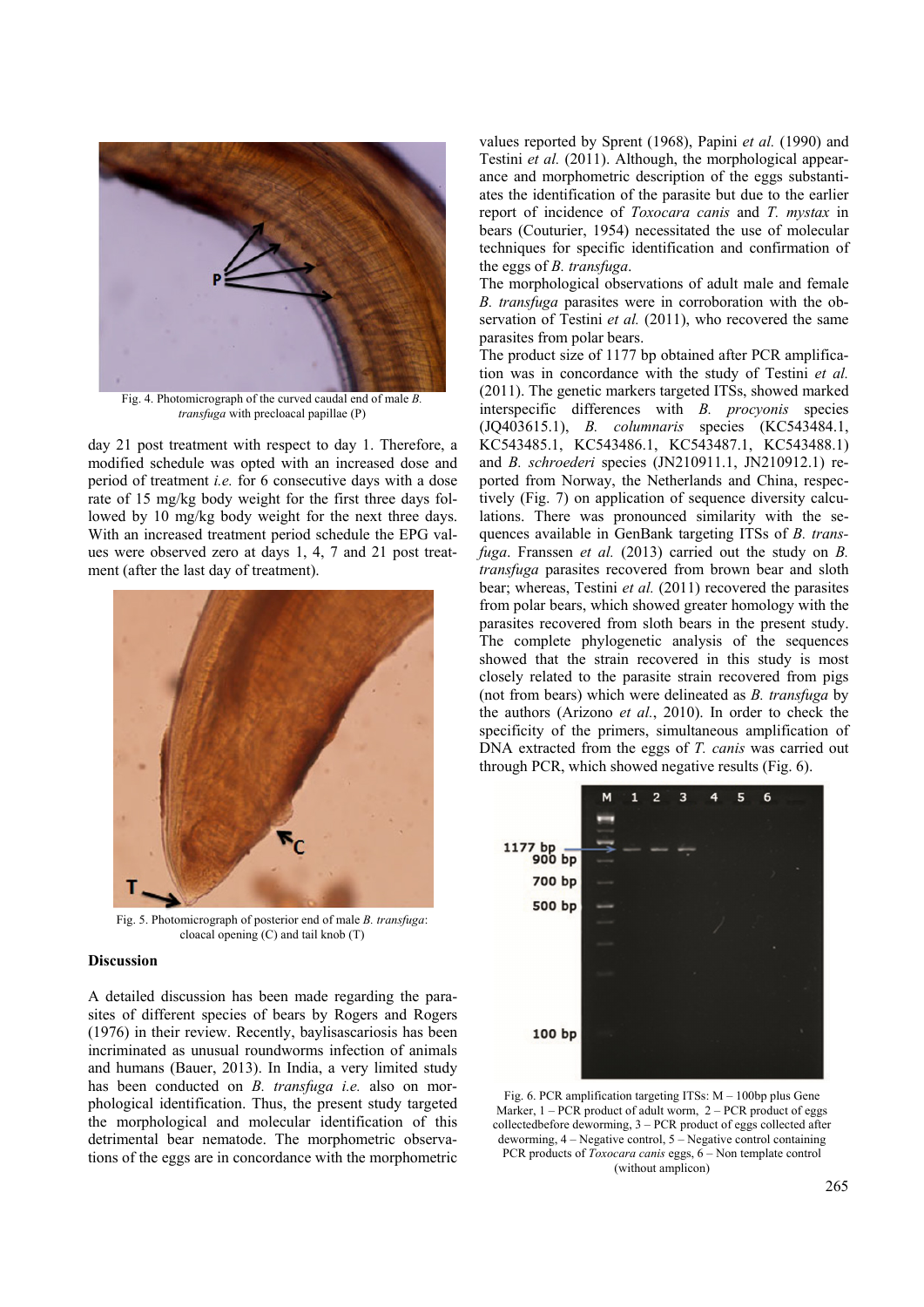Fig. 4. Photomicrograph of the curved caudal end of male *B. transfuga* with precloacal papillae (P)

day 21 post treatment with respect to day 1. Therefore, a modified schedule was opted with an increased dose and period of treatment *i.e.* for 6 consecutive days with a dose rate of 15 mg/kg body weight for the first three days followed by 10 mg/kg body weight for the next three days. With an increased treatment period schedule the EPG values were observed zero at days 1, 4, 7 and 21 post treatment (after the last day of treatment).

Fig. 5. Photomicrograph of posterior end of male *B. transfuga*: cloacal opening (C) and tail knob (T)

## Discussion

A detailed discussion has been made regarding the parasites of different species of bears by Rogers and Rogers (1976) in their review. Recently, baylisascariosis has been incriminated as unusual roundworms infection of animals and humans (Bauer, 2013). In India, a very limited study has been conducted on *B. transfuga i.e.* also on morphological identification. Thus, the present study targeted the morphological and molecular identification of this detrimental bear nematode. The morphometric observations of the eggs are in concordance with the morphometric values reported by Sprent (1968), Papini *et al.* (1990) and Testini *et al.* (2011). Although, the morphological appearance and morphometric description of the eggs substantiates the identification of the parasite but due to the earlier report of incidence of *Toxocara canis* and *T. mystax* in bears (Couturier, 1954) necessitated the use of molecular techniques for specific identification and confirmation of the eggs of *B. transfuga*.

The morphological observations of adult male and female *B. transfuga* parasites were in corroboration with the observation of Testini *et al.* (2011), who recovered the same parasites from polar bears.

The product size of 1177 bp obtained after PCR amplification was in concordance with the study of Testini *et al.* (2011). The genetic markers targeted ITSs, showed marked interspecific differences with *B. procyonis* species (JQ403615.1), *B. columnaris* species (KC543484.1, KC543485.1, KC543486.1, KC543487.1, KC543488.1) and *B. schroederi* species (JN210911.1, JN210912.1) reported from Norway, the Netherlands and China, respectively (Fig. 7) on application of sequence diversity calculations. There was pronounced similarity with the sequences available in GenBank targeting ITSs of *B. transfuga*. Franssen *et al.* (2013) carried out the study on *B. transfuga* parasites recovered from brown bear and sloth bear; whereas, Testini *et al.* (2011) recovered the parasites from polar bears, which showed greater homology with the parasites recovered from sloth bears in the present study. The complete phylogenetic analysis of the sequences showed that the strain recovered in this study is most closely related to the parasite strain recovered from pigs (not from bears) which were delineated as *B. transfuga* by the authors (Arizono *et al.*, 2010). In order to check the specificity of the primers, simultaneous amplification of DNA extracted from the eggs of *T. canis* was carried out through PCR, which showed negative results (Fig. 6).

Fig. 6. PCR amplification targeting ITSs: M – 100bp plus Gene Marker, 1 – PCR product of adult worm, 2 – PCR product of eggs collectedbefore deworming, 3 – PCR product of eggs collected after deworming, 4 – Negative control, 5 – Negative control containing PCR products of *Toxocara canis* eggs, 6 – Non template control (without amplicon)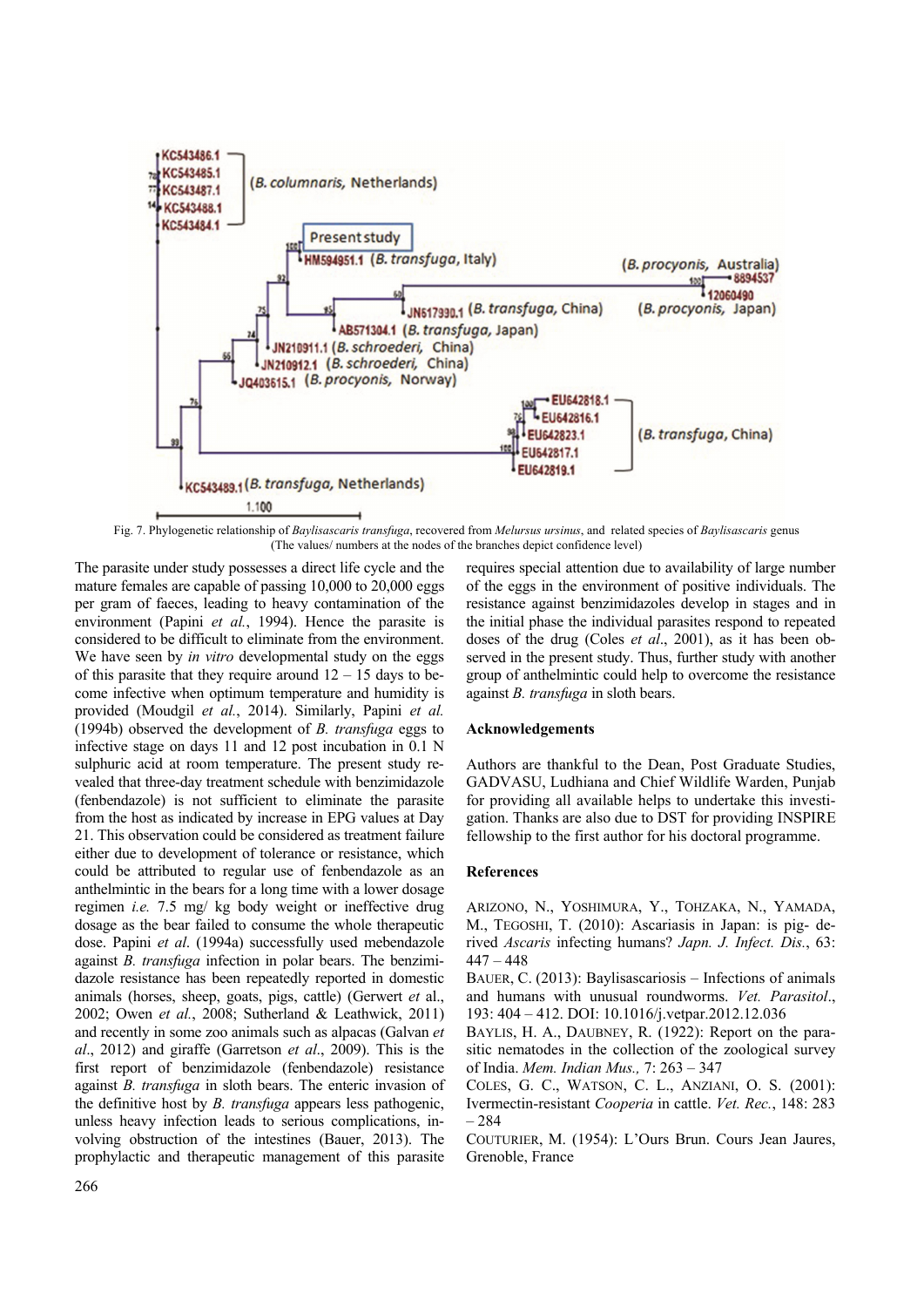Fig. 7. Phylogenetic relationship of *Baylisascaris transfuga*, recovered from *Melursus ursinus*, and related species of *Baylisascaris* genus (The values/ numbers at the nodes of the branches depict confidence level)

The parasite under study possesses a direct life cycle and the mature females are capable of passing 10,000 to 20,000 eggs per gram of faeces, leading to heavy contamination of the environment (Papini *et al.*, 1994). Hence the parasite is considered to be difficult to eliminate from the environment. We have seen by *in vitro* developmental study on the eggs of this parasite that they require around 12 – 15 days to become infective when optimum temperature and humidity is provided (Moudgil *et al.*, 2014). Similarly, Papini *et al.* (1994b) observed the development of *B. transfuga* eggs to infective stage on days 11 and 12 post incubation in 0.1 N sulphuric acid at room temperature. The present study revealed that three-day treatment schedule with benzimidazole (fenbendazole) is not sufficient to eliminate the parasite from the host as indicated by increase in EPG values at Day 21. This observation could be considered as treatment failure either due to development of tolerance or resistance, which could be attributed to regular use of fenbendazole as an anthelmintic in the bears for a long time with a lower dosage regimen *i.e.* 7.5 mg/ kg body weight or ineffective drug dosage as the bear failed to consume the whole therapeutic dose. Papini *et al.* (1994a) successfully used mebendazole against *B. transfuga* infection in polar bears. The benzimidazole resistance has been repeatedly reported in domestic animals (horses, sheep, goats, pigs, cattle) (Gerwert *et* al., 2002; Owen *et al.*, 2008; Sutherland & Leathwick, 2011) and recently in some zoo animals such as alpacas (Galvan *et al*., 2012) and giraffe (Garretson *et al*., 2009). This is the first report of benzimidazole (fenbendazole) resistance against *B. transfuga* in sloth bears. The enteric invasion of the definitive host by *B. transfuga* appears less pathogenic, unless heavy infection leads to serious complications, involving obstruction of the intestines (Bauer, 2013). The prophylactic and therapeutic management of this parasite requires special attention due to availability of large number of the eggs in the environment of positive individuals. The resistance against benzimidazoles develop in stages and in the initial phase the individual parasites respond to repeated doses of the drug (Coles *et al*., 2001), as it has been observed in the present study. Thus, further study with another group of anthelmintic could help to overcome the resistance against *B. transfuga* in sloth bears.

## Acknowledgements

Authors are thankful to the Dean, Post Graduate Studies, GADVASU, Ludhiana and Chief Wildlife Warden, Punjab for providing all available helps to undertake this investigation. Thanks are also due to DST for providing INSPIRE fellowship to the first author for his doctoral programme.

## References

Arizono, N., Yoshimura, Y., Tohzaka, N., Yamada, M., Tegoshi, T. (2010): Ascariasis in Japan: is pig- derived *Ascaris* infecting humans? *Japn. J. Infect. Dis.*, 63: 447 – 448

Bauer, C. (2013): Baylisascariosis – Infections of animals and humans with unusual roundworms. *Vet. Parasitol*., 193: 404 – 412. DOI: 10.1016/j.vetpar.2012.12.036

Baylis, H. A., Daubney, R. (1922): Report on the parasitic nematodes in the collection of the zoological survey of India. *Mem. Indian Mus.,* 7: 263 – 347

Coles, G. C., Watson, C. L., Anziani, O. S. (2001): Ivermectin-resistant *Cooperia* in cattle. *Vet. Rec.*, 148: 283 – 284

Couturier, M. (1954): L'Ours Brun. Cours Jean Jaures, Grenoble, France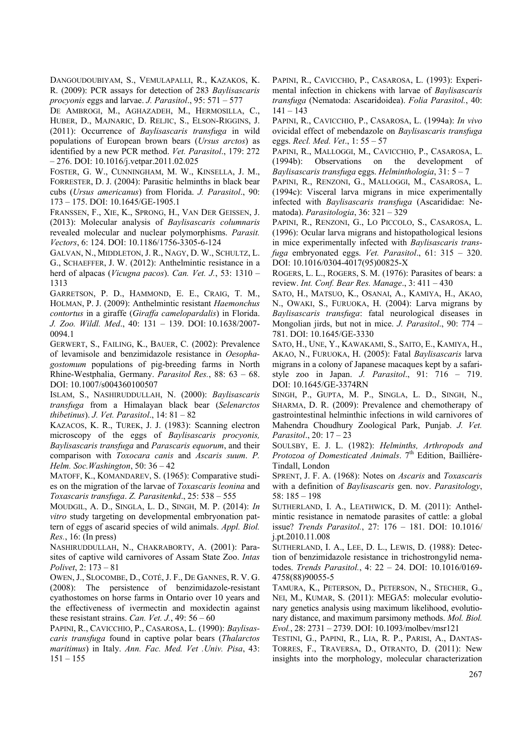DANGOUDOUBIYAM, S., VEMULAPALLI, R., KAZAKOS, K. R. (2009): PCR assays for detection of 283 *Baylisascaris procyonis* eggs and larvae. *J. Parasitol*., 95: 571 – 577

DE AMBROGI, M., AGHAZADEH, M., HERMOSILLA, C., HUBER, D., MAJNARIC, D. RELJIC, S., ELSON-RIGGINS, J. (2011): Occurrence of *Baylisascaris transfuga* in wild populations of European brown bears (*Ursus arctos*) as identified by a new PCR method. *Vet. Parasitol*., 179: 272 – 276. DOI: 10.1016/j.vetpar.2011.02.025

FOSTER, G. W., CUNNINGHAM, M. W., KINSELLA, J. M., FORRESTER, D. J. (2004): Parasitic helminths in black bear cubs (*Ursus americanus*) from Florida. *J. Parasitol*., 90: 173 – 175. DOI: 10.1645/GE-1905.1

FRANSSEN, F., XIE, K., SPRONG, H., VAN DER GEISSEN, J. (2013): Molecular analysis of *Baylisascaris columnaris* revealed molecular and nuclear polymorphisms. *Parasit. Vectors*, 6: 124. DOI: 10.1186/1756-3305-6-124

GALVAN, N., MIDDLETON, J. R., NAGY, D. W., SCHULTZ, L. G., SCHAEFFER, J. W. (2012): Anthelmintic resistance in a herd of alpacas (*Vicugna pacos*). *Can. Vet. J.*, 53: 1310 – 1313

GARRETSON, P. D., HAMMOND, E. E., CRAIG, T. M., HOLMAN, P. J. (2009): Anthelmintic resistant *Haemonchus contortus* in a giraffe (*Giraffa camelopardalis*) in Florida. *J. Zoo. Wildl. Med*., 40: 131 – 139. DOI: 10.1638/2007-0094.1

GERWERT, S., FAILING, K., BAUER, C. (2002): Prevalence of levamisole and benzimidazole resistance in *Oesophagostomum* populations of pig-breeding farms in North Rhine-Westphalia, Germany. *Parasitol Res.*, 88: 63 – 68. DOI: 10.1007/s004360100507

ISLAM, S., NASHIRUDDULLAH, N. (2000): *Baylisascaris transfuga* from a Himalayan black bear (*Selenarctos thibetinus*). *J. Vet. Parasitol*., 14: 81 – 82

KAZACOS, K. R., TUREK, J. J. (1983): Scanning electron microscopy of the eggs of *Baylisascaris procyonis, Baylisascaris transfuga* and *Parascaris equorum*, and their comparison with *Toxocara canis* and *Ascaris suum*. *P. Helm. Soc.Washington*, 50: 36 – 42

MATOFF, K., KOMANDAREV, S. (1965): Comparative studies on the migration of the larvae of *Toxascaris leonina* and *Toxascaris transfuga*. *Z. Parasitenkd*., 25: 538 – 555

MOUDGIL, A. D., SINGLA, L. D., SINGH, M. P. (2014): *In vitro* study targeting on developmental embryonation pattern of eggs of ascarid species of wild animals. *Appl. Biol. Res.*, 16: (In press)

NASHIRUDDULLAH, N., CHAKRABORTY, A. (2001): Parasites of captive wild carnivores of Assam State Zoo. *Intas Polivet*, 2: 173 – 81

OWEN, J., SLOCOMBE, D., COTÉ, J. F., DE GANNES, R. V. G. (2008): The persistence of benzimidazole-resistant cyathostomes on horse farms in Ontario over 10 years and the effectiveness of ivermectin and moxidectin against these resistant strains. *Can. Vet. J.*, 49: 56 – 60

PAPINI, R., CAVICCHIO, P., CASAROSA, L. (1990): *Baylisascaris transfuga* found in captive polar bears (*Thalarctos maritimus*) in Italy. *Ann. Fac. Med. Vet .Univ. Pisa*, 43: 151 – 155

PAPINI, R., CAVICCHIO, P., CASAROSA, L. (1993): Experimental infection in chickens with larvae of *Baylisascaris transfuga* (Nematoda: Ascaridoidea). *Folia Parasitol.*, 40: 141 – 143

PAPINI, R., CAVICCHIO, P., CASAROSA, L. (1994a): *In vivo* ovicidal effect of mebendazole on *Baylisascaris transfuga* eggs. *Recl. Med. Vet*., 1: 55 – 57

PAPINI, R., MALLOGGI, M., CAVICCHIO, P., CASAROSA, L. (1994b): Observations on the development of *Baylisascaris transfuga* eggs. *Helminthologia*, 31: 5 – 7

PAPINI, R., RENZONI, G., MALLOGGI, M., CASAROSA, L. (1994c): Visceral larva migrans in mice experimentally infected with *Baylisascaris transfuga* (Ascarididae: Nematoda). *Parasitologia*, 36: 321 – 329

PAPINI, R., RENZONI, G., LO PICCOLO, S., CASAROSA, L. (1996): Ocular larva migrans and histopathological lesions in mice experimentally infected with *Baylisascaris transfuga* embryonated eggs. *Vet. Parasitol*., 61: 315 – 320. DOI: 10.1016/0304-4017(95)00825-X

ROGERS, L. L., ROGERS, S. M. (1976): Parasites of bears: a review. *Int. Conf. Bear Res. Manage*., 3: 411 – 430

SATO, H., MATSUO, K., OSANAI, A., KAMIYA, H., AKAO, N., OWAKI, S., FURUOKA, H. (2004): Larva migrans by *Baylisascaris transfuga*: fatal neurological diseases in Mongolian jirds, but not in mice. *J. Parasitol*., 90: 774 – 781. DOI: 10.1645/GE-3330

SATO, H., UNE, Y., KAWAKAMI, S., SAITO, E., KAMIYA, H., AKAO, N., FURUOKA, H. (2005): Fatal *Baylisascaris* larva migrans in a colony of Japanese macaques kept by a safari-style zoo in Japan. *J. Parasitol*., 91: 716 – 719. DOI: 10.1645/GE-3374RN

SINGH, P., GUPTA, M. P., SINGLA, L. D., SINGH, N., SHARMA, D. R. (2009): Prevalence and chemotherapy of gastrointestinal helminthic infections in wild carnivores of Mahendra Choudhury Zoological Park, Punjab. *J. Vet. Parasitol*., 20: 17 – 23

SOULSBY, E. J. L. (1982): *Helminths, Arthropods and Protozoa of Domesticated Animals*. 7th Edition, Bailliére-Tindall, London

SPRENT, J. F. A. (1968): Notes on *Ascaris* and *Toxascaris* with a definition of *Baylisascaris* gen. nov. *Parasitology*, 58: 185 – 198

SUTHERLAND, I. A., LEATHWICK, D. M. (2011): Anthelmintic resistance in nematode parasites of cattle: a global issue? *Trends Parasitol.*, 27: 176 – 181. DOI: 10.1016/j.pt.2010.11.008

SUTHERLAND, I. A., LEE, D. L., LEWIS, D. (1988): Detection of benzimidazole resistance in trichostrongylid nematodes. *Trends Parasitol.*, 4: 22 – 24. DOI: 10.1016/0169-4758(88)90055-5

TAMURA, K., PETERSON, D., PETERSON, N., STECHER, G., NEI, M., KUMAR, S. (2011): MEGA5: molecular evolutionary genetics analysis using maximum likelihood, evolutionary distance, and maximum parsimony methods. *Mol. Biol. Evol.*, 28: 2731 – 2739. DOI: 10.1093/molbev/msr121

TESTINI, G., PAPINI, R., LIA, R. P., PARISI, A., DANTAS-TORRES, F., TRAVERSA, D., OTRANTO, D. (2011): New insights into the morphology, molecular characterization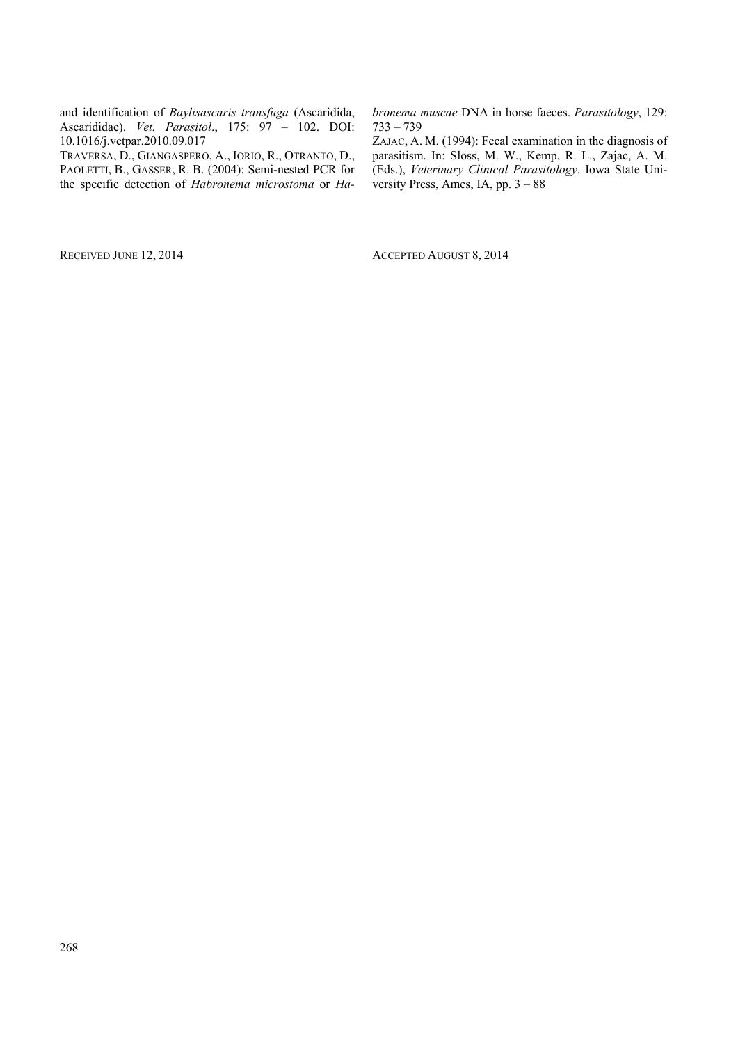and identification of *Baylisascaris transfuga* (Ascaridida, Ascarididae). *Vet. Parasitol*., 175: 97 – 102. DOI: 10.1016/j.vetpar.2010.09.017

TRAVERSA, D., GIANGASPERO, A., IORIO, R., OTRANTO, D., PAOLETTI, B., GASSER, R. B. (2004): Semi-nested PCR for the specific detection of *Habronema microstoma* or *Habronema muscae* DNA in horse faeces. *Parasitology*, 129: 733 – 739

ZAJAC, A. M. (1994): Fecal examination in the diagnosis of parasitism. In: Sloss, M. W., Kemp, R. L., Zajac, A. M. (Eds.), *Veterinary Clinical Parasitology*. Iowa State University Press, Ames, IA, pp. 3 – 88

RECEIVED JUNE 12, 2014

ACCEPTED AUGUST 8, 2014